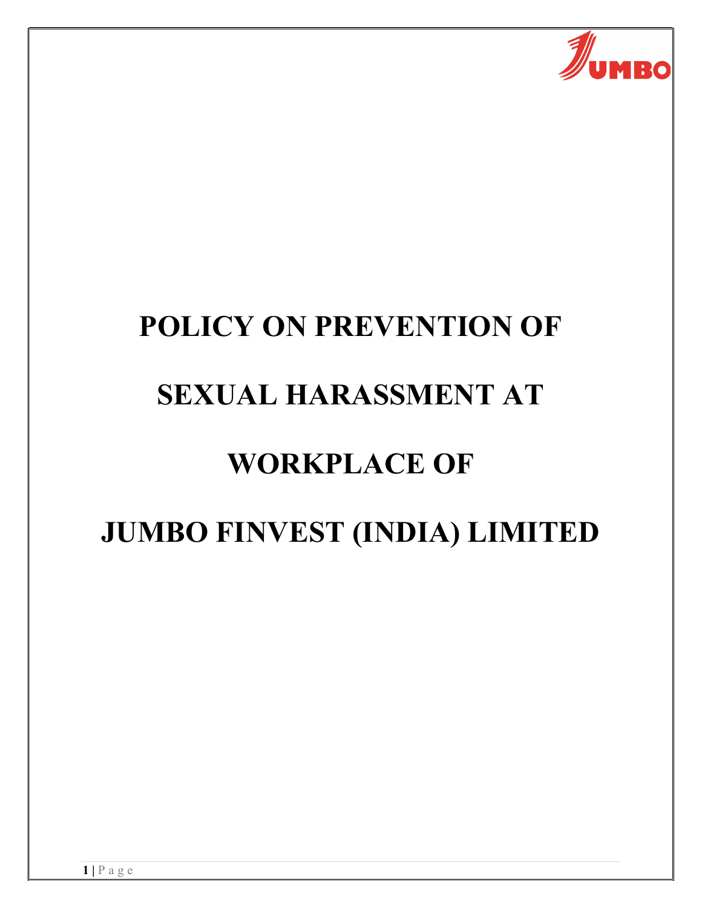# POLICY ON PREVENTION OF SEXUAL HARASSMENT AT WORKPLACE OF JUMBO FINVEST (INDIA) LIMITED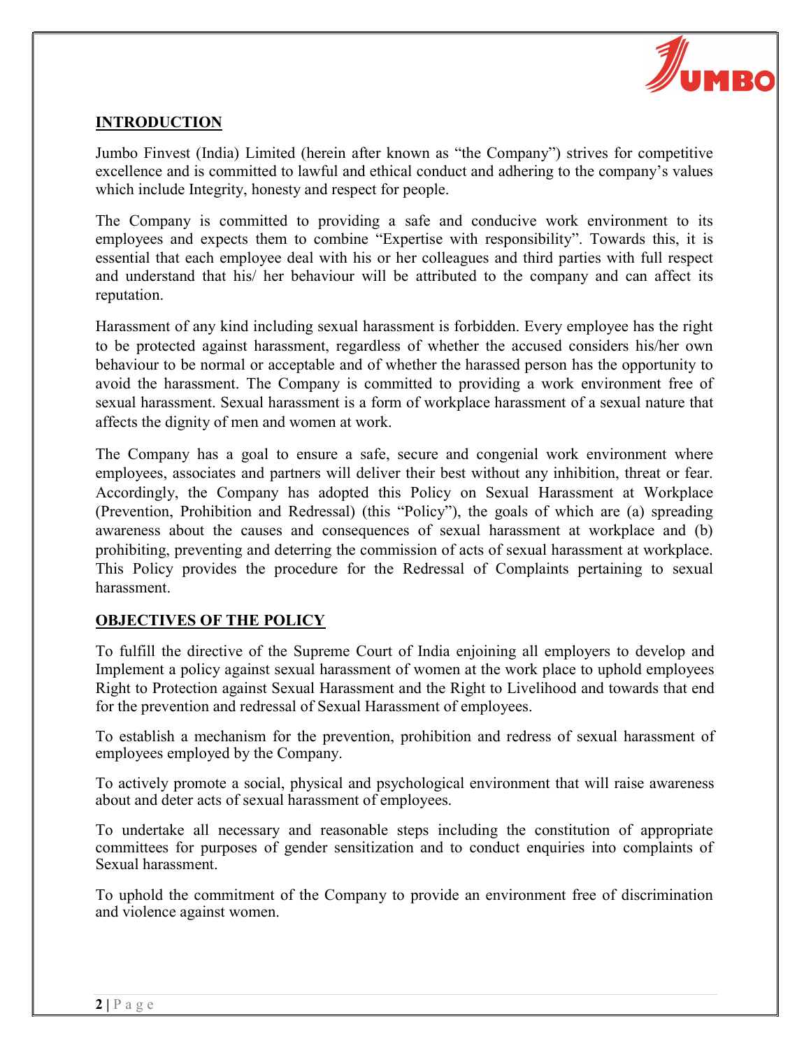## INTRODUCTION

Jumbo Finvest (India) Limited (herein after known as "the Company") strives for competitive excellence and is committed to lawful and ethical conduct and adhering to the company's values which include Integrity, honesty and respect for people.

The Company is committed to providing a safe and conducive work environment to its employees and expects them to combine "Expertise with responsibility". Towards this, it is essential that each employee deal with his or her colleagues and third parties with full respect and understand that his/ her behaviour will be attributed to the company and can affect its reputation.

Harassment of any kind including sexual harassment is forbidden. Every employee has the right to be protected against harassment, regardless of whether the accused considers his/her own behaviour to be normal or acceptable and of whether the harassed person has the opportunity to avoid the harassment. The Company is committed to providing a work environment free of sexual harassment. Sexual harassment is a form of workplace harassment of a sexual nature that affects the dignity of men and women at work.

The Company has a goal to ensure a safe, secure and congenial work environment where employees, associates and partners will deliver their best without any inhibition, threat or fear. Accordingly, the Company has adopted this Policy on Sexual Harassment at Workplace (Prevention, Prohibition and Redressal) (this "Policy"), the goals of which are (a) spreading awareness about the causes and consequences of sexual harassment at workplace and (b) prohibiting, preventing and deterring the commission of acts of sexual harassment at workplace. This Policy provides the procedure for the Redressal of Complaints pertaining to sexual harassment.

## OBJECTIVES OF THE POLICY

To fulfill the directive of the Supreme Court of India enjoining all employers to develop and Implement a policy against sexual harassment of women at the work place to uphold employees Right to Protection against Sexual Harassment and the Right to Livelihood and towards that end for the prevention and redressal of Sexual Harassment of employees.

To establish a mechanism for the prevention, prohibition and redress of sexual harassment of employees employed by the Company.

To actively promote a social, physical and psychological environment that will raise awareness about and deter acts of sexual harassment of employees.

To undertake all necessary and reasonable steps including the constitution of appropriate committees for purposes of gender sensitization and to conduct enquiries into complaints of Sexual harassment.

To uphold the commitment of the Company to provide an environment free of discrimination and violence against women.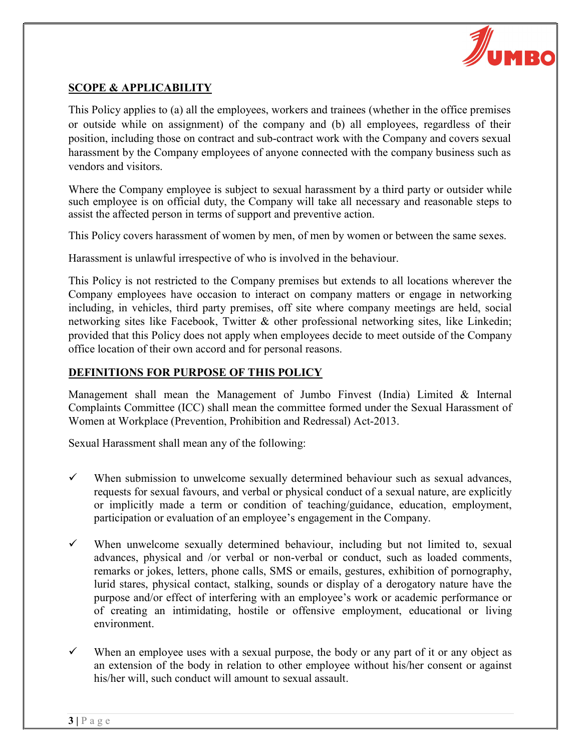## SCOPE & APPLICABILITY

This Policy applies to (a) all the employees, workers and trainees (whether in the office premises or outside while on assignment) of the company and (b) all employees, regardless of their position, including those on contract and sub-contract work with the Company and covers sexual harassment by the Company employees of anyone connected with the company business such as vendors and visitors.

Where the Company employee is subject to sexual harassment by a third party or outsider while such employee is on official duty, the Company will take all necessary and reasonable steps to assist the affected person in terms of support and preventive action.

This Policy covers harassment of women by men, of men by women or between the same sexes.

Harassment is unlawful irrespective of who is involved in the behaviour.

This Policy is not restricted to the Company premises but extends to all locations wherever the Company employees have occasion to interact on company matters or engage in networking including, in vehicles, third party premises, off site where company meetings are held, social networking sites like Facebook, Twitter & other professional networking sites, like Linkedin; provided that this Policy does not apply when employees decide to meet outside of the Company office location of their own accord and for personal reasons.

## DEFINITIONS FOR PURPOSE OF THIS POLICY

Management shall mean the Management of Jumbo Finvest (India) Limited & Internal Complaints Committee (ICC) shall mean the committee formed under the Sexual Harassment of Women at Workplace (Prevention, Prohibition and Redressal) Act-2013.

Sexual Harassment shall mean any of the following:

- ✓ When submission to unwelcome sexually determined behaviour such as sexual advances, requests for sexual favours, and verbal or physical conduct of a sexual nature, are explicitly or implicitly made a term or condition of teaching/guidance, education, employment, participation or evaluation of an employee's engagement in the Company.

- ✓ When unwelcome sexually determined behaviour, including but not limited to, sexual advances, physical and /or verbal or non-verbal or conduct, such as loaded comments, remarks or jokes, letters, phone calls, SMS or emails, gestures, exhibition of pornography, lurid stares, physical contact, stalking, sounds or display of a derogatory nature have the purpose and/or effect of interfering with an employee's work or academic performance or of creating an intimidating, hostile or offensive employment, educational or living environment.

- ✓ When an employee uses with a sexual purpose, the body or any part of it or any object as an extension of the body in relation to other employee without his/her consent or against his/her will, such conduct will amount to sexual assault.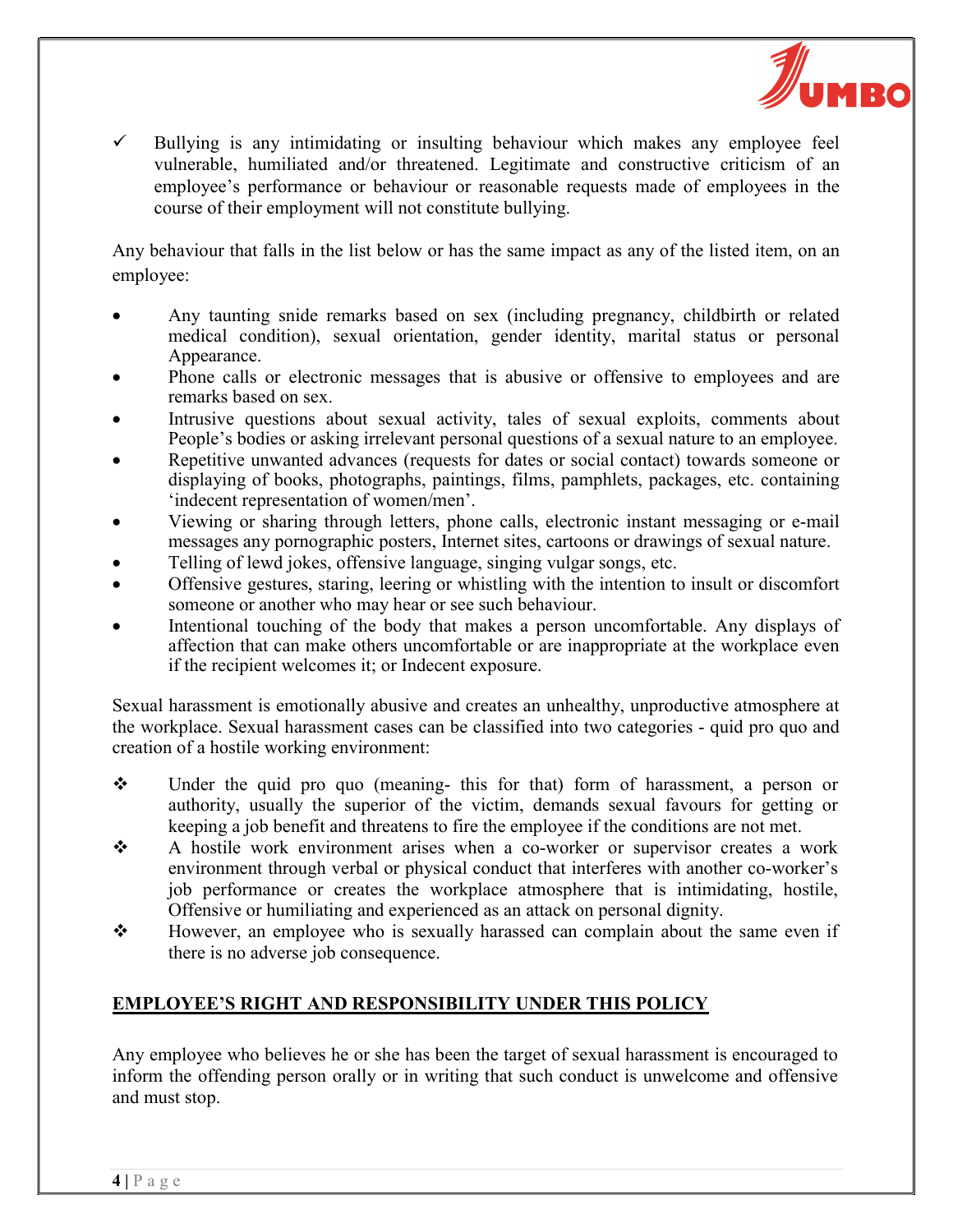- ✓ Bullying is any intimidating or insulting behaviour which makes any employee feel vulnerable, humiliated and/or threatened. Legitimate and constructive criticism of an employee's performance or behaviour or reasonable requests made of employees in the course of their employment will not constitute bullying.

Any behaviour that falls in the list below or has the same impact as any of the listed item, on an employee:

- Any taunting snide remarks based on sex (including pregnancy, childbirth or related medical condition), sexual orientation, gender identity, marital status or personal Appearance.
- Phone calls or electronic messages that is abusive or offensive to employees and are remarks based on sex.
- Intrusive questions about sexual activity, tales of sexual exploits, comments about People's bodies or asking irrelevant personal questions of a sexual nature to an employee.
- Repetitive unwanted advances (requests for dates or social contact) towards someone or displaying of books, photographs, paintings, films, pamphlets, packages, etc. containing 'indecent representation of women/men'.
- Viewing or sharing through letters, phone calls, electronic instant messaging or e-mail messages any pornographic posters, Internet sites, cartoons or drawings of sexual nature.
- Telling of lewd jokes, offensive language, singing vulgar songs, etc.
- Offensive gestures, staring, leering or whistling with the intention to insult or discomfort someone or another who may hear or see such behaviour.
- Intentional touching of the body that makes a person uncomfortable. Any displays of affection that can make others uncomfortable or are inappropriate at the workplace even if the recipient welcomes it; or Indecent exposure.

Sexual harassment is emotionally abusive and creates an unhealthy, unproductive atmosphere at the workplace. Sexual harassment cases can be classified into two categories - quid pro quo and creation of a hostile working environment:

- ❖ Under the quid pro quo (meaning- this for that) form of harassment, a person or authority, usually the superior of the victim, demands sexual favours for getting or keeping a job benefit and threatens to fire the employee if the conditions are not met.
- ❖ A hostile work environment arises when a co-worker or supervisor creates a work environment through verbal or physical conduct that interferes with another co-worker's job performance or creates the workplace atmosphere that is intimidating, hostile, Offensive or humiliating and experienced as an attack on personal dignity.
- ❖ However, an employee who is sexually harassed can complain about the same even if there is no adverse job consequence.

## EMPLOYEE'S RIGHT AND RESPONSIBILITY UNDER THIS POLICY

Any employee who believes he or she has been the target of sexual harassment is encouraged to inform the offending person orally or in writing that such conduct is unwelcome and offensive and must stop.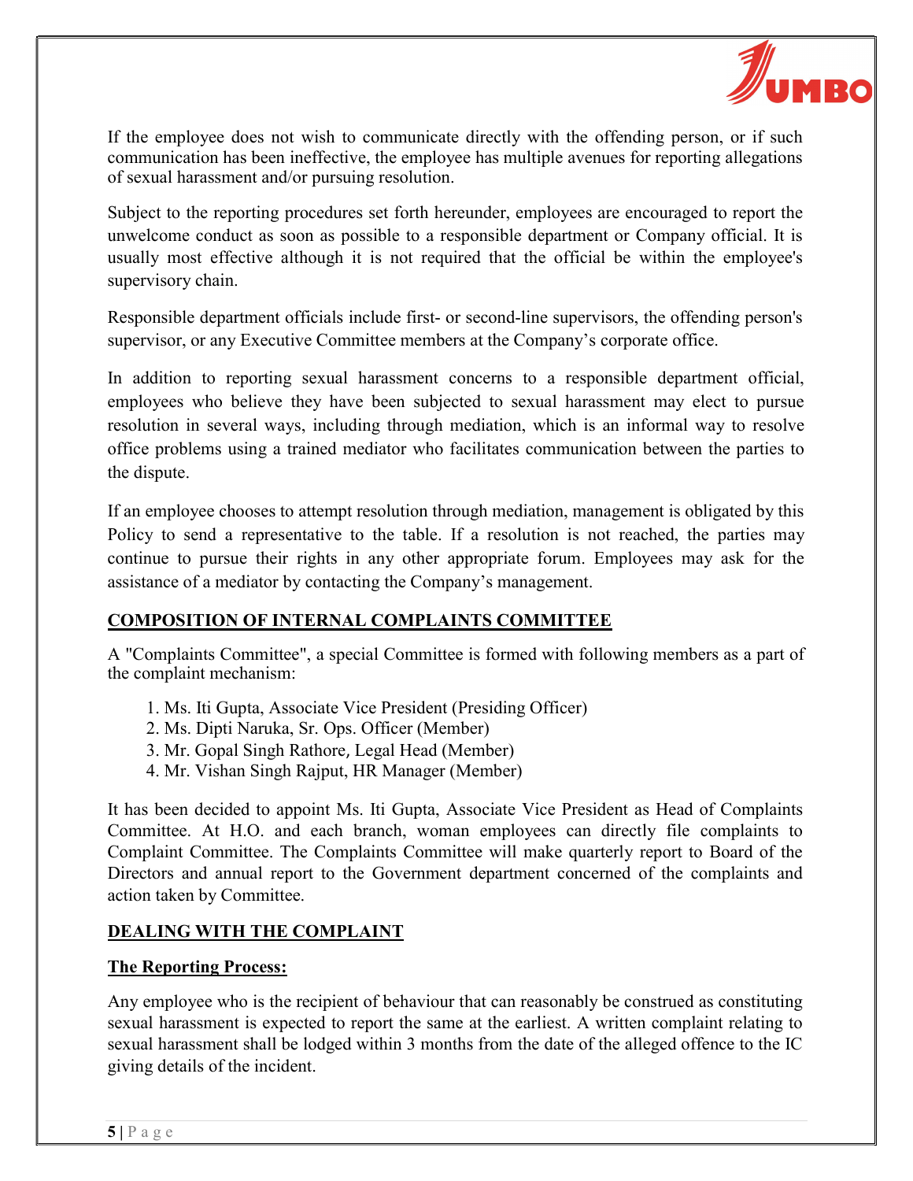If the employee does not wish to communicate directly with the offending person, or if such communication has been ineffective, the employee has multiple avenues for reporting allegations of sexual harassment and/or pursuing resolution.

Subject to the reporting procedures set forth hereunder, employees are encouraged to report the unwelcome conduct as soon as possible to a responsible department or Company official. It is usually most effective although it is not required that the official be within the employee's supervisory chain.

Responsible department officials include first- or second-line supervisors, the offending person's supervisor, or any Executive Committee members at the Company's corporate office.

In addition to reporting sexual harassment concerns to a responsible department official, employees who believe they have been subjected to sexual harassment may elect to pursue resolution in several ways, including through mediation, which is an informal way to resolve office problems using a trained mediator who facilitates communication between the parties to the dispute.

If an employee chooses to attempt resolution through mediation, management is obligated by this Policy to send a representative to the table. If a resolution is not reached, the parties may continue to pursue their rights in any other appropriate forum. Employees may ask for the assistance of a mediator by contacting the Company's management.

## COMPOSITION OF INTERNAL COMPLAINTS COMMITTEE

A "Complaints Committee", a special Committee is formed with following members as a part of the complaint mechanism:

1. Ms. Iti Gupta, Associate Vice President (Presiding Officer)
2. Ms. Dipti Naruka, Sr. Ops. Officer (Member)
3. Mr. Gopal Singh Rathore, Legal Head (Member)
4. Mr. Vishan Singh Rajput, HR Manager (Member)

It has been decided to appoint Ms. Iti Gupta, Associate Vice President as Head of Complaints Committee. At H.O. and each branch, woman employees can directly file complaints to Complaint Committee. The Complaints Committee will make quarterly report to Board of the Directors and annual report to the Government department concerned of the complaints and action taken by Committee.

## DEALING WITH THE COMPLAINT

### The Reporting Process:

Any employee who is the recipient of behaviour that can reasonably be construed as constituting sexual harassment is expected to report the same at the earliest. A written complaint relating to sexual harassment shall be lodged within 3 months from the date of the alleged offence to the IC giving details of the incident.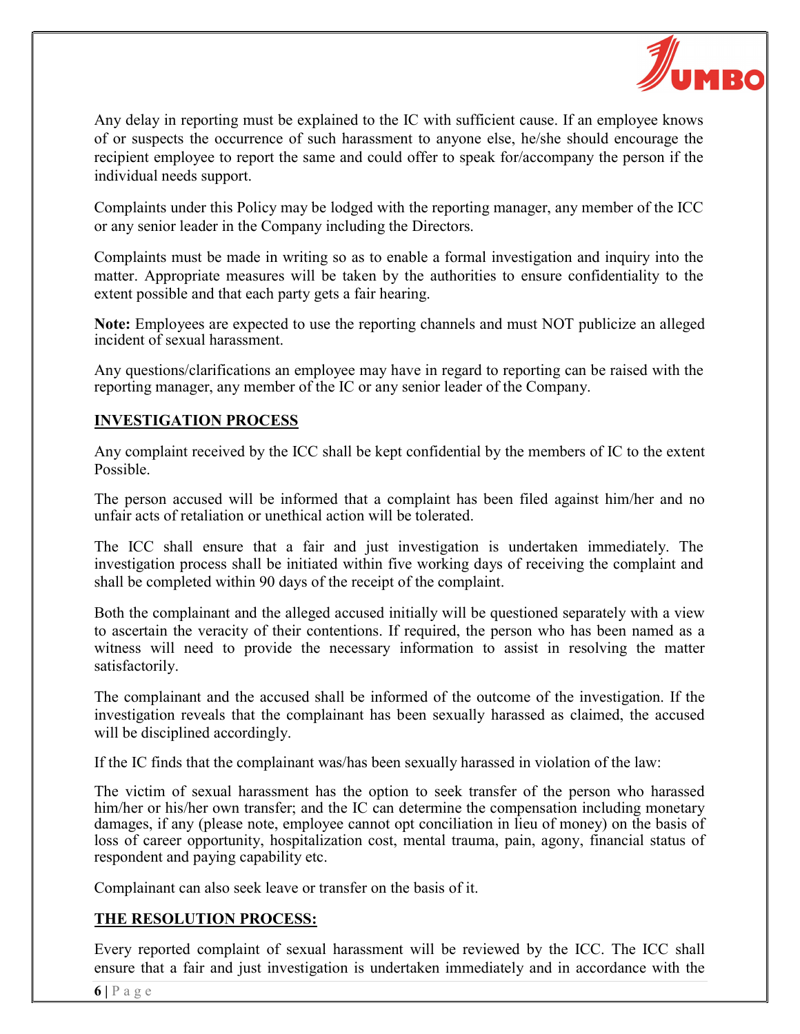Any delay in reporting must be explained to the IC with sufficient cause. If an employee knows of or suspects the occurrence of such harassment to anyone else, he/she should encourage the recipient employee to report the same and could offer to speak for/accompany the person if the individual needs support.

Complaints under this Policy may be lodged with the reporting manager, any member of the ICC or any senior leader in the Company including the Directors.

Complaints must be made in writing so as to enable a formal investigation and inquiry into the matter. Appropriate measures will be taken by the authorities to ensure confidentiality to the extent possible and that each party gets a fair hearing.

**Note:** Employees are expected to use the reporting channels and must NOT publicize an alleged incident of sexual harassment.

Any questions/clarifications an employee may have in regard to reporting can be raised with the reporting manager, any member of the IC or any senior leader of the Company.

## INVESTIGATION PROCESS

Any complaint received by the ICC shall be kept confidential by the members of IC to the extent Possible.

The person accused will be informed that a complaint has been filed against him/her and no unfair acts of retaliation or unethical action will be tolerated.

The ICC shall ensure that a fair and just investigation is undertaken immediately. The investigation process shall be initiated within five working days of receiving the complaint and shall be completed within 90 days of the receipt of the complaint.

Both the complainant and the alleged accused initially will be questioned separately with a view to ascertain the veracity of their contentions. If required, the person who has been named as a witness will need to provide the necessary information to assist in resolving the matter satisfactorily.

The complainant and the accused shall be informed of the outcome of the investigation. If the investigation reveals that the complainant has been sexually harassed as claimed, the accused will be disciplined accordingly.

If the IC finds that the complainant was/has been sexually harassed in violation of the law:

The victim of sexual harassment has the option to seek transfer of the person who harassed him/her or his/her own transfer; and the IC can determine the compensation including monetary damages, if any (please note, employee cannot opt conciliation in lieu of money) on the basis of loss of career opportunity, hospitalization cost, mental trauma, pain, agony, financial status of respondent and paying capability etc.

Complainant can also seek leave or transfer on the basis of it.

## THE RESOLUTION PROCESS:

Every reported complaint of sexual harassment will be reviewed by the ICC. The ICC shall ensure that a fair and just investigation is undertaken immediately and in accordance with the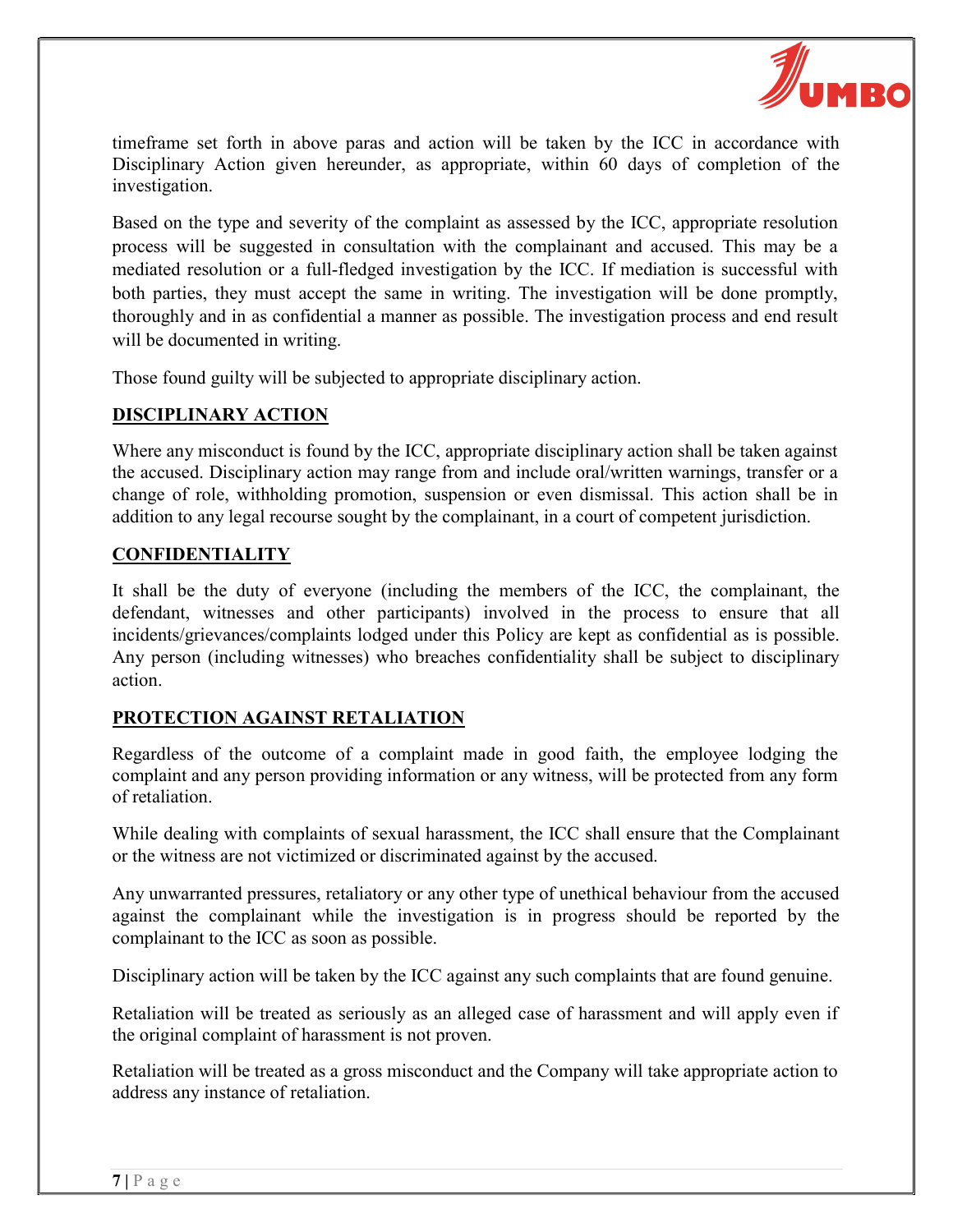timeframe set forth in above paras and action will be taken by the ICC in accordance with Disciplinary Action given hereunder, as appropriate, within 60 days of completion of the investigation.

Based on the type and severity of the complaint as assessed by the ICC, appropriate resolution process will be suggested in consultation with the complainant and accused. This may be a mediated resolution or a full-fledged investigation by the ICC. If mediation is successful with both parties, they must accept the same in writing. The investigation will be done promptly, thoroughly and in as confidential a manner as possible. The investigation process and end result will be documented in writing.

Those found guilty will be subjected to appropriate disciplinary action.

## DISCIPLINARY ACTION

Where any misconduct is found by the ICC, appropriate disciplinary action shall be taken against the accused. Disciplinary action may range from and include oral/written warnings, transfer or a change of role, withholding promotion, suspension or even dismissal. This action shall be in addition to any legal recourse sought by the complainant, in a court of competent jurisdiction.

## CONFIDENTIALITY

It shall be the duty of everyone (including the members of the ICC, the complainant, the defendant, witnesses and other participants) involved in the process to ensure that all incidents/grievances/complaints lodged under this Policy are kept as confidential as is possible. Any person (including witnesses) who breaches confidentiality shall be subject to disciplinary action.

## PROTECTION AGAINST RETALIATION

Regardless of the outcome of a complaint made in good faith, the employee lodging the complaint and any person providing information or any witness, will be protected from any form of retaliation.

While dealing with complaints of sexual harassment, the ICC shall ensure that the Complainant or the witness are not victimized or discriminated against by the accused.

Any unwarranted pressures, retaliatory or any other type of unethical behaviour from the accused against the complainant while the investigation is in progress should be reported by the complainant to the ICC as soon as possible.

Disciplinary action will be taken by the ICC against any such complaints that are found genuine.

Retaliation will be treated as seriously as an alleged case of harassment and will apply even if the original complaint of harassment is not proven.

Retaliation will be treated as a gross misconduct and the Company will take appropriate action to address any instance of retaliation.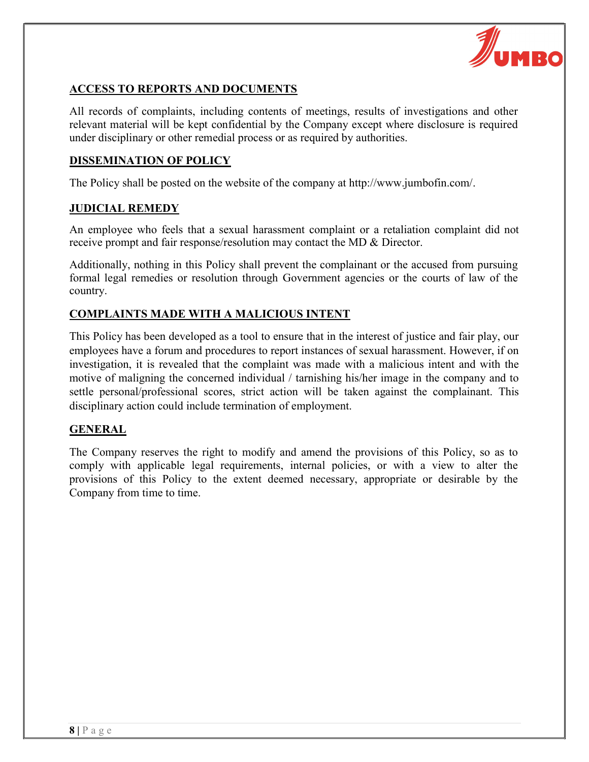## ACCESS TO REPORTS AND DOCUMENTS

All records of complaints, including contents of meetings, results of investigations and other relevant material will be kept confidential by the Company except where disclosure is required under disciplinary or other remedial process or as required by authorities.

## DISSEMINATION OF POLICY

The Policy shall be posted on the website of the company at http://www.jumbofin.com/.

## JUDICIAL REMEDY

An employee who feels that a sexual harassment complaint or a retaliation complaint did not receive prompt and fair response/resolution may contact the MD & Director.

Additionally, nothing in this Policy shall prevent the complainant or the accused from pursuing formal legal remedies or resolution through Government agencies or the courts of law of the country.

## COMPLAINTS MADE WITH A MALICIOUS INTENT

This Policy has been developed as a tool to ensure that in the interest of justice and fair play, our employees have a forum and procedures to report instances of sexual harassment. However, if on investigation, it is revealed that the complaint was made with a malicious intent and with the motive of maligning the concerned individual / tarnishing his/her image in the company and to settle personal/professional scores, strict action will be taken against the complainant. This disciplinary action could include termination of employment.

## GENERAL

The Company reserves the right to modify and amend the provisions of this Policy, so as to comply with applicable legal requirements, internal policies, or with a view to alter the provisions of this Policy to the extent deemed necessary, appropriate or desirable by the Company from time to time.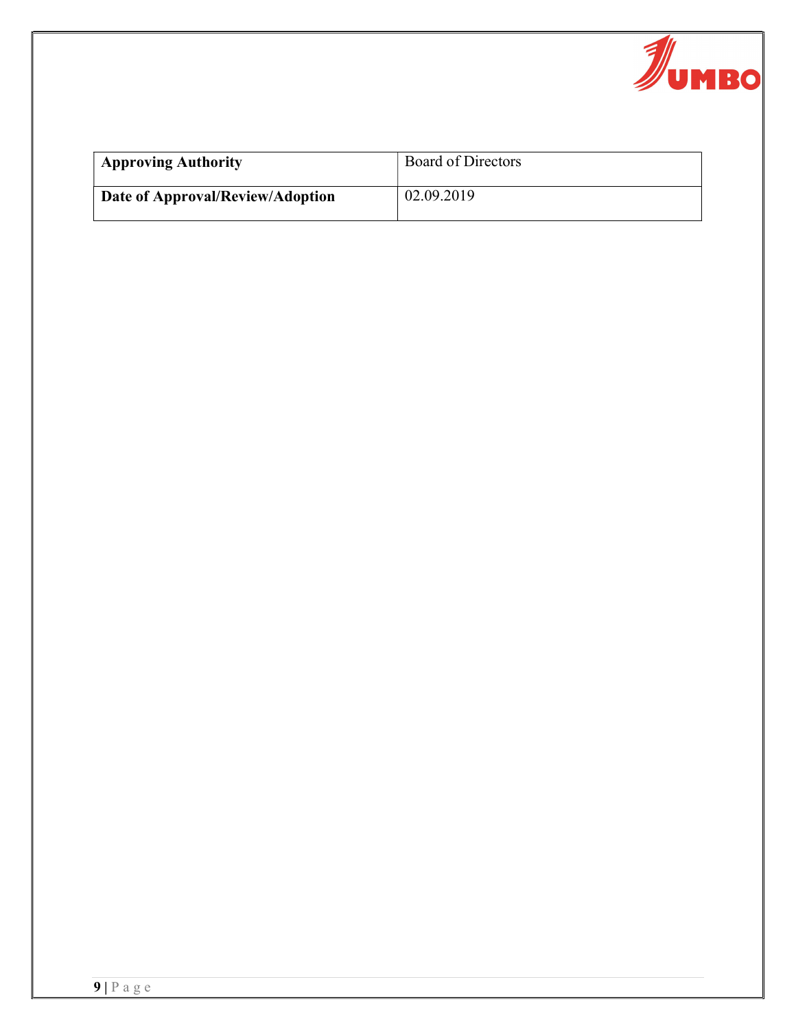| | |
|---|---|
| **Approving Authority** | Board of Directors |
| **Date of Approval/Review/Adoption** | 02.09.2019 |